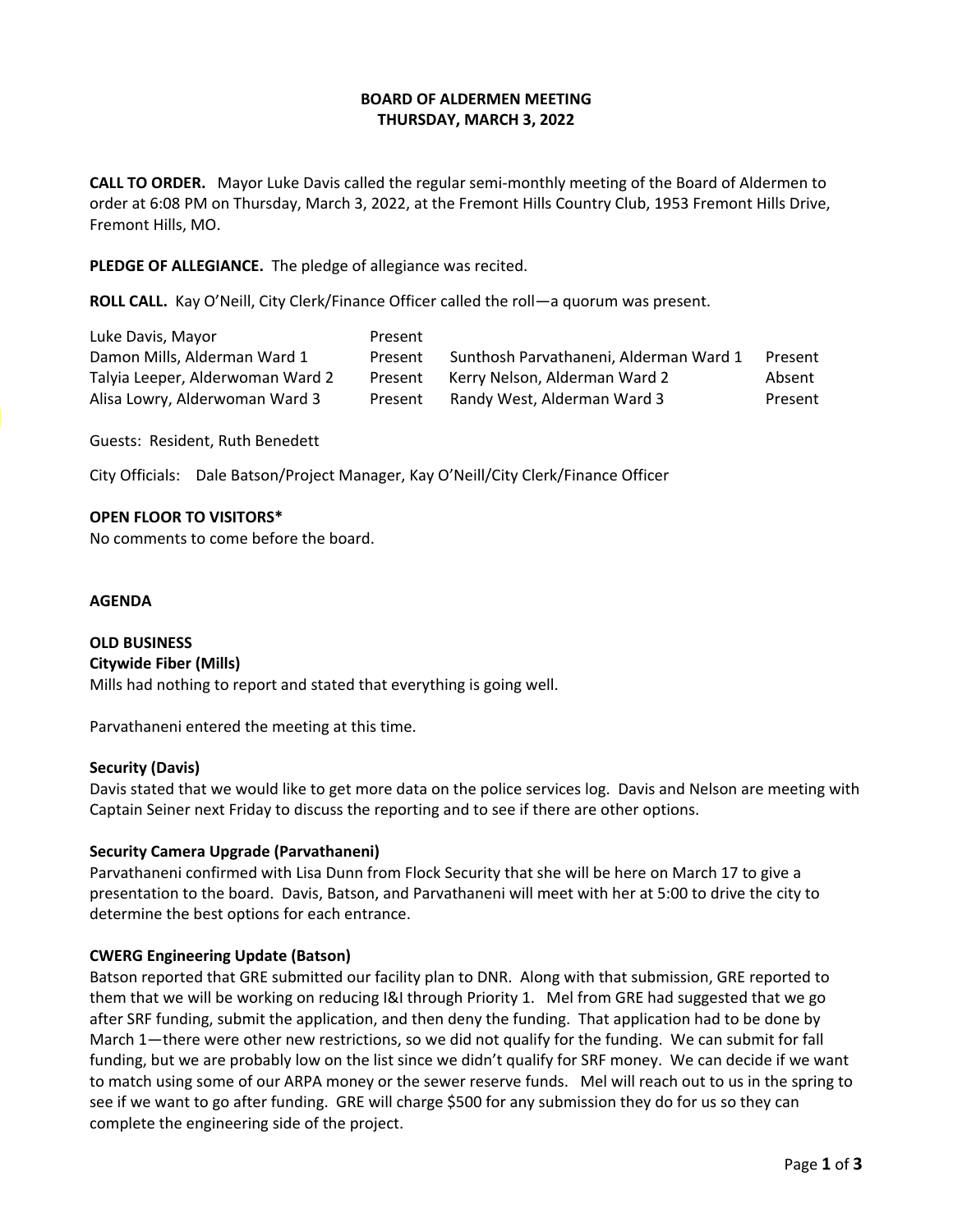# BOARD OF ALDERMEN MEETING
## THURSDAY, MARCH 3, 2022

**CALL TO ORDER.** Mayor Luke Davis called the regular semi-monthly meeting of the Board of Aldermen to order at 6:08 PM on Thursday, March 3, 2022, at the Fremont Hills Country Club, 1953 Fremont Hills Drive, Fremont Hills, MO.

**PLEDGE OF ALLEGIANCE.** The pledge of allegiance was recited.

**ROLL CALL.** Kay O'Neill, City Clerk/Finance Officer called the roll—a quorum was present.

| | | | |
|---|---|---|---|
| Luke Davis, Mayor | Present | | |
| Damon Mills, Alderman Ward 1 | Present | Sunthosh Parvathaneni, Alderman Ward 1 | Present |
| Talyia Leeper, Alderwoman Ward 2 | Present | Kerry Nelson, Alderman Ward 2 | Absent |
| Alisa Lowry, Alderwoman Ward 3 | Present | Randy West, Alderman Ward 3 | Present |

Guests: Resident, Ruth Benedett

City Officials: Dale Batson/Project Manager, Kay O'Neill/City Clerk/Finance Officer

**OPEN FLOOR TO VISITORS***

No comments to come before the board.

**AGENDA**

**OLD BUSINESS**

**Citywide Fiber (Mills)**

Mills had nothing to report and stated that everything is going well.

Parvathaneni entered the meeting at this time.

**Security (Davis)**

Davis stated that we would like to get more data on the police services log. Davis and Nelson are meeting with Captain Seiner next Friday to discuss the reporting and to see if there are other options.

**Security Camera Upgrade (Parvathaneni)**

Parvathaneni confirmed with Lisa Dunn from Flock Security that she will be here on March 17 to give a presentation to the board. Davis, Batson, and Parvathaneni will meet with her at 5:00 to drive the city to determine the best options for each entrance.

**CWERG Engineering Update (Batson)**

Batson reported that GRE submitted our facility plan to DNR. Along with that submission, GRE reported to them that we will be working on reducing I&I through Priority 1. Mel from GRE had suggested that we go after SRF funding, submit the application, and then deny the funding. That application had to be done by March 1—there were other new restrictions, so we did not qualify for the funding. We can submit for fall funding, but we are probably low on the list since we didn't qualify for SRF money. We can decide if we want to match using some of our ARPA money or the sewer reserve funds. Mel will reach out to us in the spring to see if we want to go after funding. GRE will charge $500 for any submission they do for us so they can complete the engineering side of the project.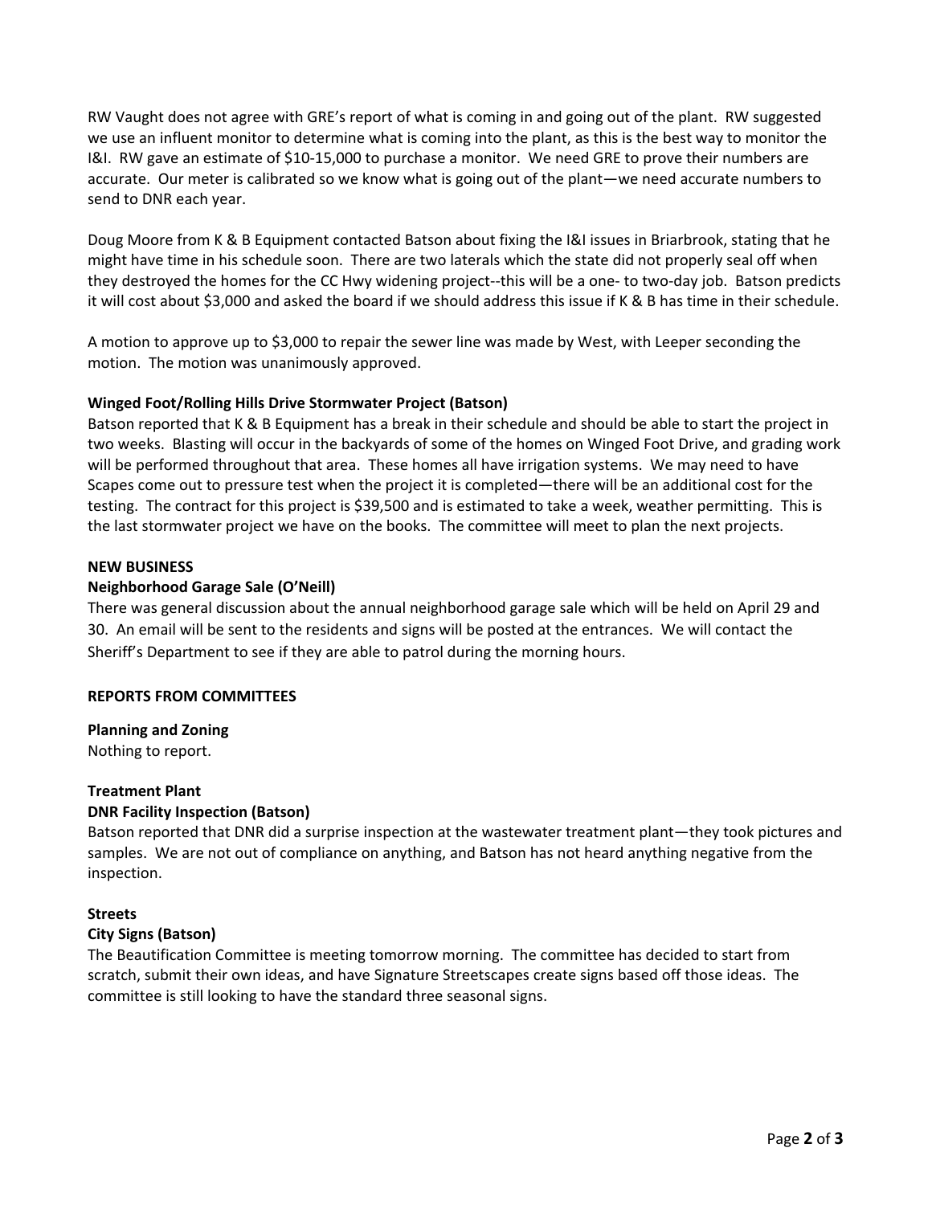RW Vaught does not agree with GRE's report of what is coming in and going out of the plant. RW suggested we use an influent monitor to determine what is coming into the plant, as this is the best way to monitor the I&I. RW gave an estimate of $10-15,000 to purchase a monitor. We need GRE to prove their numbers are accurate. Our meter is calibrated so we know what is going out of the plant—we need accurate numbers to send to DNR each year.

Doug Moore from K & B Equipment contacted Batson about fixing the I&I issues in Briarbrook, stating that he might have time in his schedule soon. There are two laterals which the state did not properly seal off when they destroyed the homes for the CC Hwy widening project--this will be a one- to two-day job. Batson predicts it will cost about $3,000 and asked the board if we should address this issue if K & B has time in their schedule.

A motion to approve up to $3,000 to repair the sewer line was made by West, with Leeper seconding the motion. The motion was unanimously approved.

**Winged Foot/Rolling Hills Drive Stormwater Project (Batson)**
Batson reported that K & B Equipment has a break in their schedule and should be able to start the project in two weeks. Blasting will occur in the backyards of some of the homes on Winged Foot Drive, and grading work will be performed throughout that area. These homes all have irrigation systems. We may need to have Scapes come out to pressure test when the project it is completed—there will be an additional cost for the testing. The contract for this project is $39,500 and is estimated to take a week, weather permitting. This is the last stormwater project we have on the books. The committee will meet to plan the next projects.

**NEW BUSINESS**

**Neighborhood Garage Sale (O'Neill)**
There was general discussion about the annual neighborhood garage sale which will be held on April 29 and 30. An email will be sent to the residents and signs will be posted at the entrances. We will contact the Sheriff's Department to see if they are able to patrol during the morning hours.

**REPORTS FROM COMMITTEES**

**Planning and Zoning**
Nothing to report.

**Treatment Plant**

**DNR Facility Inspection (Batson)**
Batson reported that DNR did a surprise inspection at the wastewater treatment plant—they took pictures and samples. We are not out of compliance on anything, and Batson has not heard anything negative from the inspection.

**Streets**

**City Signs (Batson)**
The Beautification Committee is meeting tomorrow morning. The committee has decided to start from scratch, submit their own ideas, and have Signature Streetscapes create signs based off those ideas. The committee is still looking to have the standard three seasonal signs.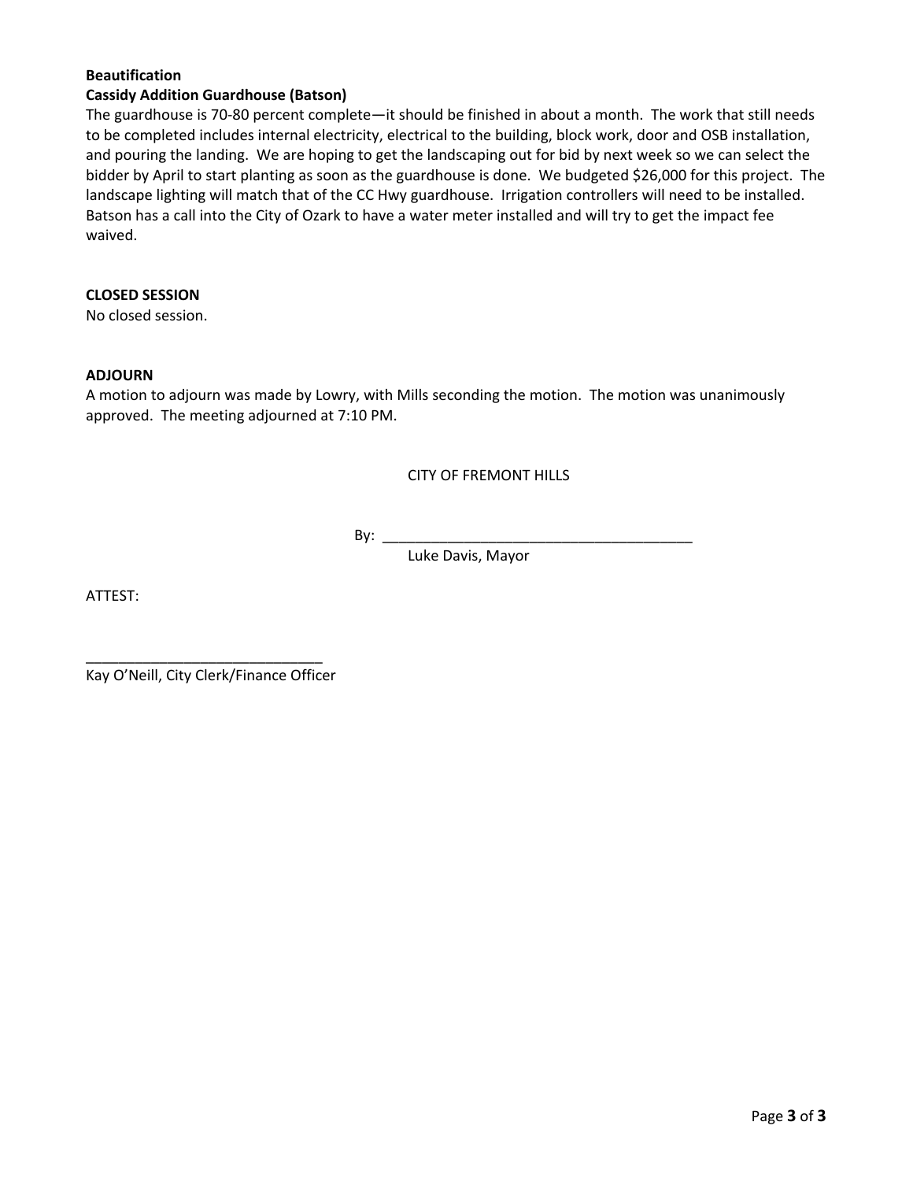**Beautification**

**Cassidy Addition Guardhouse (Batson)**

The guardhouse is 70-80 percent complete—it should be finished in about a month. The work that still needs to be completed includes internal electricity, electrical to the building, block work, door and OSB installation, and pouring the landing. We are hoping to get the landscaping out for bid by next week so we can select the bidder by April to start planting as soon as the guardhouse is done. We budgeted $26,000 for this project. The landscape lighting will match that of the CC Hwy guardhouse. Irrigation controllers will need to be installed. Batson has a call into the City of Ozark to have a water meter installed and will try to get the impact fee waived.

**CLOSED SESSION**

No closed session.

**ADJOURN**

A motion to adjourn was made by Lowry, with Mills seconding the motion. The motion was unanimously approved. The meeting adjourned at 7:10 PM.

CITY OF FREMONT HILLS

By: ________________________________________

Luke Davis, Mayor

ATTEST:

______________________________

Kay O'Neill, City Clerk/Finance Officer